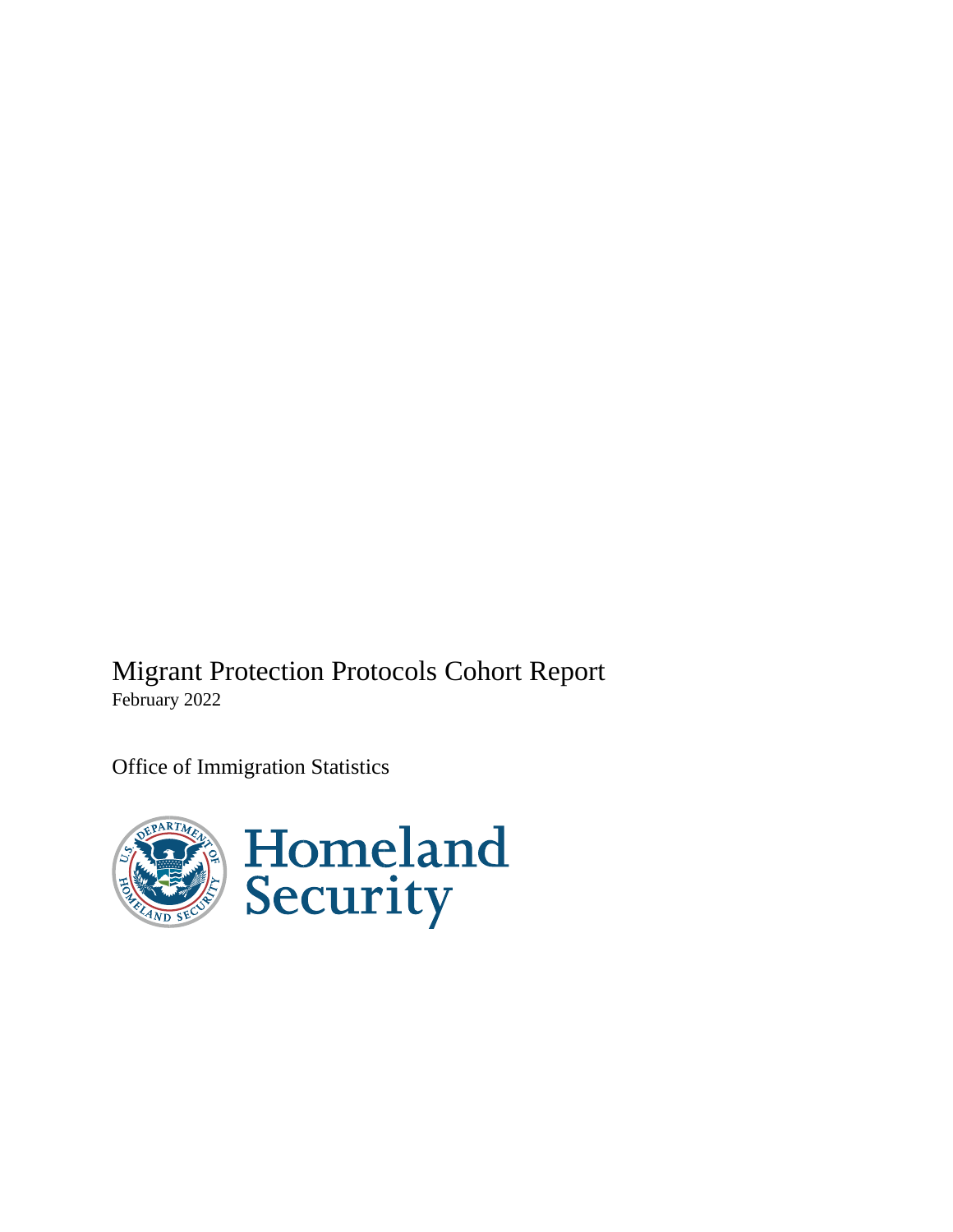# Migrant Protection Protocols Cohort Report

February 2022

Office of Immigration Statistics

Homeland Security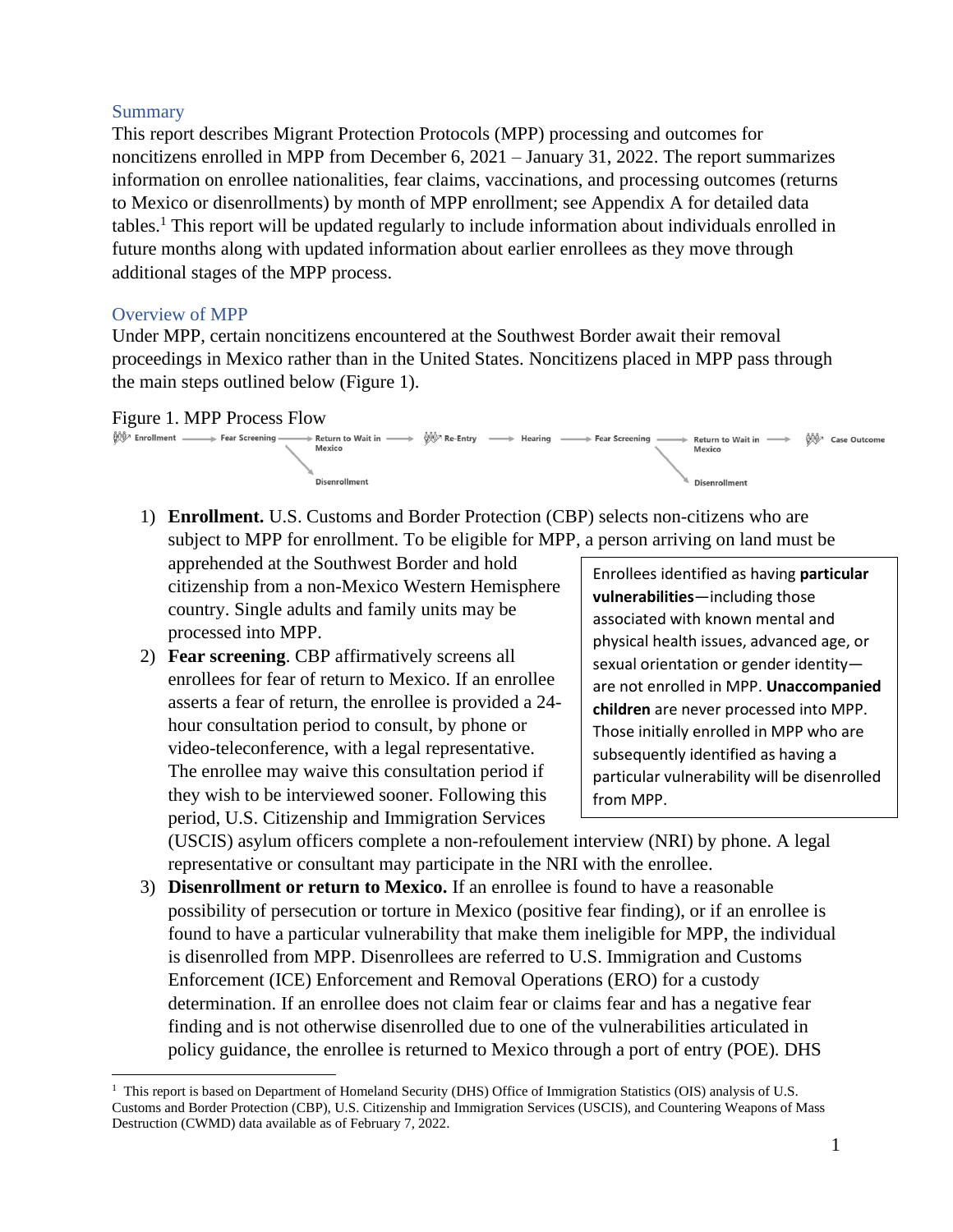## Summary

This report describes Migrant Protection Protocols (MPP) processing and outcomes for noncitizens enrolled in MPP from December 6, 2021 – January 31, 2022. The report summarizes information on enrollee nationalities, fear claims, vaccinations, and processing outcomes (returns to Mexico or disenrollments) by month of MPP enrollment; see Appendix A for detailed data tables.[1] This report will be updated regularly to include information about individuals enrolled in future months along with updated information about earlier enrollees as they move through additional stages of the MPP process.

## Overview of MPP

Under MPP, certain noncitizens encountered at the Southwest Border await their removal proceedings in Mexico rather than in the United States. Noncitizens placed in MPP pass through the main steps outlined below (Figure 1).

Figure 1. MPP Process Flow

Enrollment → Fear Screening → Return to Wait in Mexico → Re-Entry → Hearing → Fear Screening → Return to Wait in Mexico → Case Outcome

(Fear Screening → Disenrollment; Fear Screening → Disenrollment)

1) **Enrollment.** U.S. Customs and Border Protection (CBP) selects non-citizens who are subject to MPP for enrollment. To be eligible for MPP, a person arriving on land must be apprehended at the Southwest Border and hold citizenship from a non-Mexico Western Hemisphere country. Single adults and family units may be processed into MPP.
2) **Fear screening**. CBP affirmatively screens all enrollees for fear of return to Mexico. If an enrollee asserts a fear of return, the enrollee is provided a 24-hour consultation period to consult, by phone or video-teleconference, with a legal representative. The enrollee may waive this consultation period if they wish to be interviewed sooner. Following this period, U.S. Citizenship and Immigration Services (USCIS) asylum officers complete a non-refoulement interview (NRI) by phone. A legal representative or consultant may participate in the NRI with the enrollee.
3) **Disenrollment or return to Mexico.** If an enrollee is found to have a reasonable possibility of persecution or torture in Mexico (positive fear finding), or if an enrollee is found to have a particular vulnerability that make them ineligible for MPP, the individual is disenrolled from MPP. Disenrollees are referred to U.S. Immigration and Customs Enforcement (ICE) Enforcement and Removal Operations (ERO) for a custody determination. If an enrollee does not claim fear or claims fear and has a negative fear finding and is not otherwise disenrolled due to one of the vulnerabilities articulated in policy guidance, the enrollee is returned to Mexico through a port of entry (POE). DHS

> Enrollees identified as having **particular vulnerabilities**—including those associated with known mental and physical health issues, advanced age, or sexual orientation or gender identity—are not enrolled in MPP. **Unaccompanied children** are never processed into MPP. Those initially enrolled in MPP who are subsequently identified as having a particular vulnerability will be disenrolled from MPP.

[1] This report is based on Department of Homeland Security (DHS) Office of Immigration Statistics (OIS) analysis of U.S. Customs and Border Protection (CBP), U.S. Citizenship and Immigration Services (USCIS), and Countering Weapons of Mass Destruction (CWMD) data available as of February 7, 2022.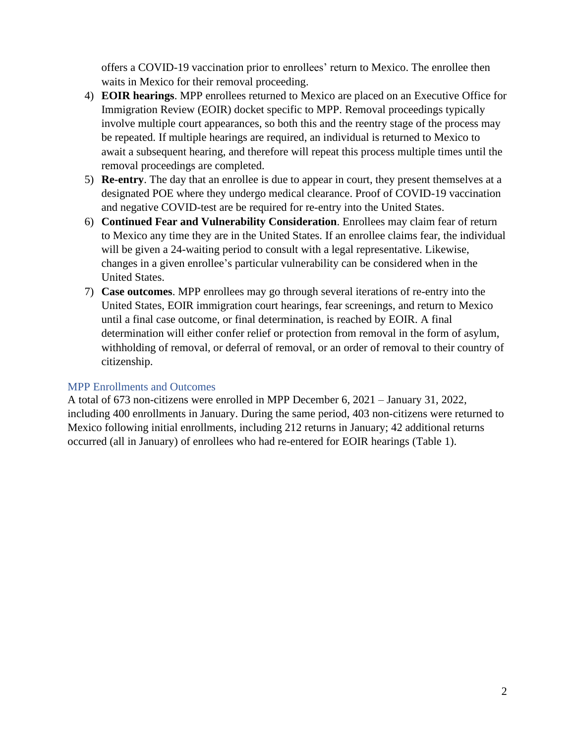offers a COVID-19 vaccination prior to enrollees' return to Mexico. The enrollee then waits in Mexico for their removal proceeding.

4) **EOIR hearings**. MPP enrollees returned to Mexico are placed on an Executive Office for Immigration Review (EOIR) docket specific to MPP. Removal proceedings typically involve multiple court appearances, so both this and the reentry stage of the process may be repeated. If multiple hearings are required, an individual is returned to Mexico to await a subsequent hearing, and therefore will repeat this process multiple times until the removal proceedings are completed.
5) **Re-entry**. The day that an enrollee is due to appear in court, they present themselves at a designated POE where they undergo medical clearance. Proof of COVID-19 vaccination and negative COVID-test are be required for re-entry into the United States.
6) **Continued Fear and Vulnerability Consideration**. Enrollees may claim fear of return to Mexico any time they are in the United States. If an enrollee claims fear, the individual will be given a 24-waiting period to consult with a legal representative. Likewise, changes in a given enrollee's particular vulnerability can be considered when in the United States.
7) **Case outcomes**. MPP enrollees may go through several iterations of re-entry into the United States, EOIR immigration court hearings, fear screenings, and return to Mexico until a final case outcome, or final determination, is reached by EOIR. A final determination will either confer relief or protection from removal in the form of asylum, withholding of removal, or deferral of removal, or an order of removal to their country of citizenship.

## MPP Enrollments and Outcomes

A total of 673 non-citizens were enrolled in MPP December 6, 2021 – January 31, 2022, including 400 enrollments in January. During the same period, 403 non-citizens were returned to Mexico following initial enrollments, including 212 returns in January; 42 additional returns occurred (all in January) of enrollees who had re-entered for EOIR hearings (Table 1).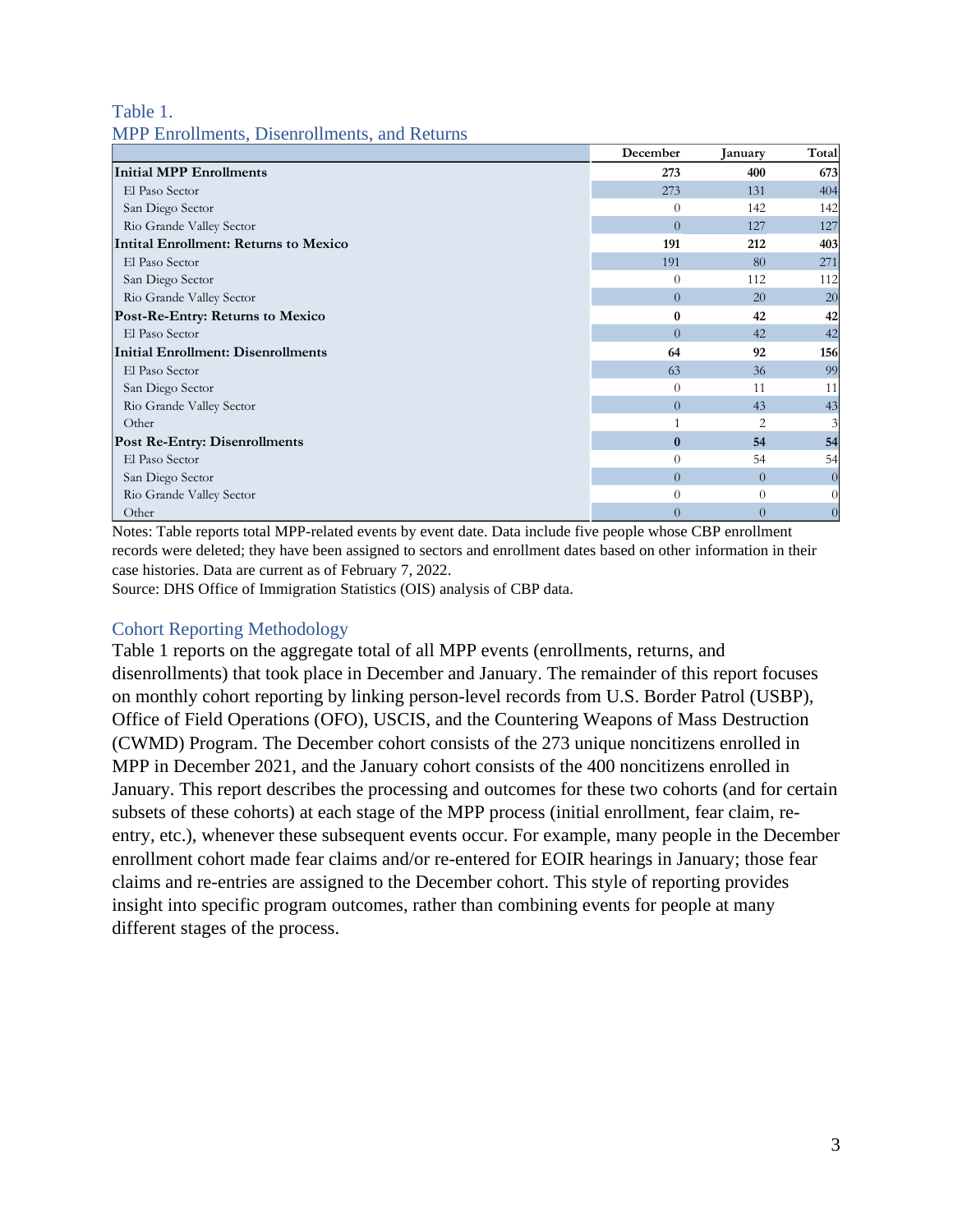Table 1.
MPP Enrollments, Disenrollments, and Returns

| | December | January | Total |
|---|---|---|---|
| **Initial MPP Enrollments** | **273** | **400** | **673** |
| El Paso Sector | 273 | 131 | 404 |
| San Diego Sector | 0 | 142 | 142 |
| Rio Grande Valley Sector | 0 | 127 | 127 |
| **Intital Enrollment: Returns to Mexico** | **191** | **212** | **403** |
| El Paso Sector | 191 | 80 | 271 |
| San Diego Sector | 0 | 112 | 112 |
| Rio Grande Valley Sector | 0 | 20 | 20 |
| **Post-Re-Entry: Returns to Mexico** | **0** | **42** | **42** |
| El Paso Sector | 0 | 42 | 42 |
| **Initial Enrollment: Disenrollments** | **64** | **92** | **156** |
| El Paso Sector | 63 | 36 | 99 |
| San Diego Sector | 0 | 11 | 11 |
| Rio Grande Valley Sector | 0 | 43 | 43 |
| Other | 1 | 2 | 3 |
| **Post Re-Entry: Disenrollments** | **0** | **54** | **54** |
| El Paso Sector | 0 | 54 | 54 |
| San Diego Sector | 0 | 0 | 0 |
| Rio Grande Valley Sector | 0 | 0 | 0 |
| Other | 0 | 0 | 0 |

Notes: Table reports total MPP-related events by event date. Data include five people whose CBP enrollment records were deleted; they have been assigned to sectors and enrollment dates based on other information in their case histories. Data are current as of February 7, 2022.
Source: DHS Office of Immigration Statistics (OIS) analysis of CBP data.

## Cohort Reporting Methodology

Table 1 reports on the aggregate total of all MPP events (enrollments, returns, and disenrollments) that took place in December and January. The remainder of this report focuses on monthly cohort reporting by linking person-level records from U.S. Border Patrol (USBP), Office of Field Operations (OFO), USCIS, and the Countering Weapons of Mass Destruction (CWMD) Program. The December cohort consists of the 273 unique noncitizens enrolled in MPP in December 2021, and the January cohort consists of the 400 noncitizens enrolled in January. This report describes the processing and outcomes for these two cohorts (and for certain subsets of these cohorts) at each stage of the MPP process (initial enrollment, fear claim, re-entry, etc.), whenever these subsequent events occur. For example, many people in the December enrollment cohort made fear claims and/or re-entered for EOIR hearings in January; those fear claims and re-entries are assigned to the December cohort. This style of reporting provides insight into specific program outcomes, rather than combining events for people at many different stages of the process.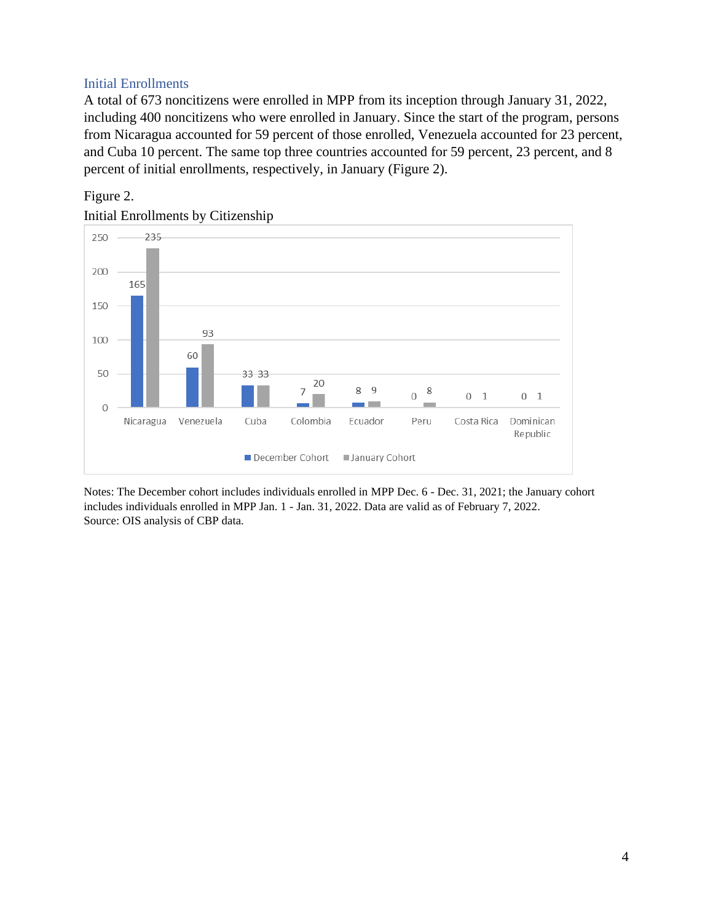### Initial Enrollments

A total of 673 noncitizens were enrolled in MPP from its inception through January 31, 2022, including 400 noncitizens who were enrolled in January. Since the start of the program, persons from Nicaragua accounted for 59 percent of those enrolled, Venezuela accounted for 23 percent, and Cuba 10 percent. The same top three countries accounted for 59 percent, 23 percent, and 8 percent of initial enrollments, respectively, in January (Figure 2).

Figure 2.

Initial Enrollments by Citizenship

| Citizenship | December Cohort | January Cohort |
|---|---|---|
| Nicaragua | 165 | 235 |
| Venezuela | 60 | 93 |
| Cuba | 33 | 33 |
| Colombia | 7 | 20 |
| Ecuador | 8 | 9 |
| Peru | 0 | 8 |
| Costa Rica | 0 | 1 |
| Dominican Republic | 0 | 1 |

Notes: The December cohort includes individuals enrolled in MPP Dec. 6 - Dec. 31, 2021; the January cohort includes individuals enrolled in MPP Jan. 1 - Jan. 31, 2022. Data are valid as of February 7, 2022.
Source: OIS analysis of CBP data.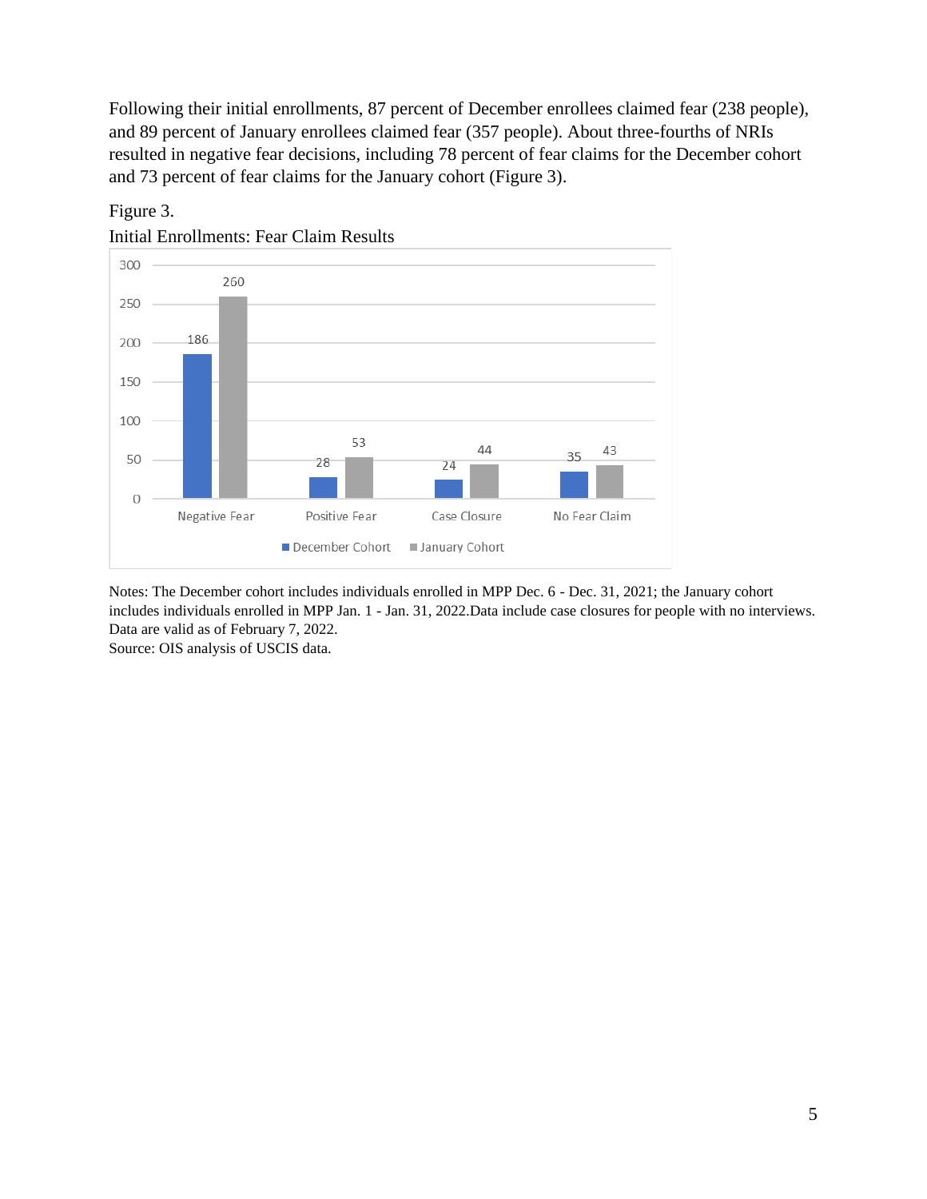Following their initial enrollments, 87 percent of December enrollees claimed fear (238 people), and 89 percent of January enrollees claimed fear (357 people). About three-fourths of NRIs resulted in negative fear decisions, including 78 percent of fear claims for the December cohort and 73 percent of fear claims for the January cohort (Figure 3).

Figure 3.
Initial Enrollments: Fear Claim Results

| | December Cohort | January Cohort |
|---|---|---|
| Negative Fear | 186 | 260 |
| Positive Fear | 28 | 53 |
| Case Closure | 24 | 44 |
| No Fear Claim | 35 | 43 |

Notes: The December cohort includes individuals enrolled in MPP Dec. 6 - Dec. 31, 2021; the January cohort includes individuals enrolled in MPP Jan. 1 - Jan. 31, 2022.Data include case closures for people with no interviews. Data are valid as of February 7, 2022.
Source: OIS analysis of USCIS data.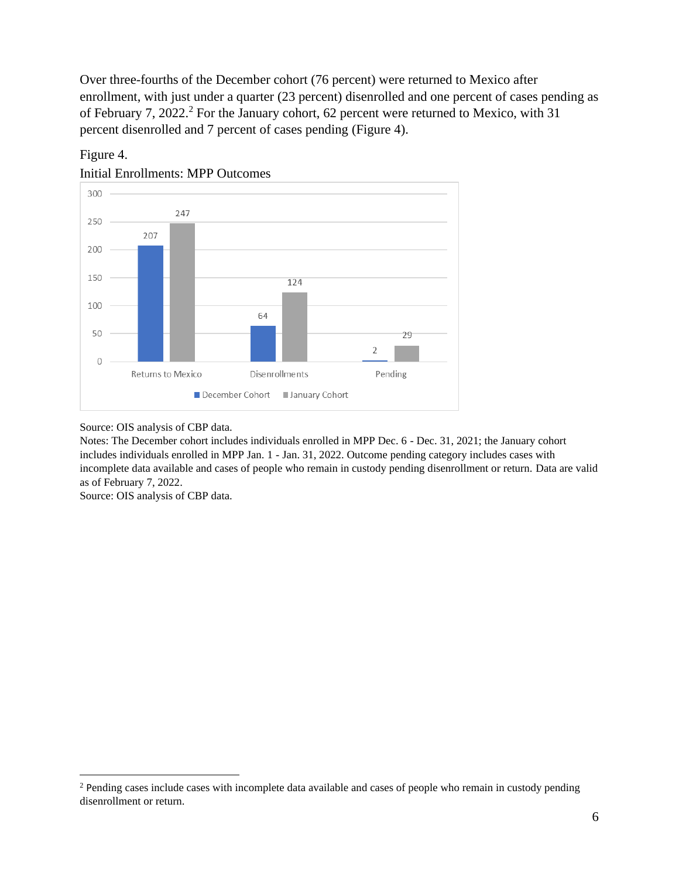Over three-fourths of the December cohort (76 percent) were returned to Mexico after enrollment, with just under a quarter (23 percent) disenrolled and one percent of cases pending as of February 7, 2022.[2] For the January cohort, 62 percent were returned to Mexico, with 31 percent disenrolled and 7 percent of cases pending (Figure 4).

Figure 4.

Initial Enrollments: MPP Outcomes

| | December Cohort | January Cohort |
|---|---|---|
| Returns to Mexico | 207 | 247 |
| Disenrollments | 64 | 124 |
| Pending | 2 | 29 |

Source: OIS analysis of CBP data.

Notes: The December cohort includes individuals enrolled in MPP Dec. 6 - Dec. 31, 2021; the January cohort includes individuals enrolled in MPP Jan. 1 - Jan. 31, 2022. Outcome pending category includes cases with incomplete data available and cases of people who remain in custody pending disenrollment or return. Data are valid as of February 7, 2022.

Source: OIS analysis of CBP data.

[2] Pending cases include cases with incomplete data available and cases of people who remain in custody pending disenrollment or return.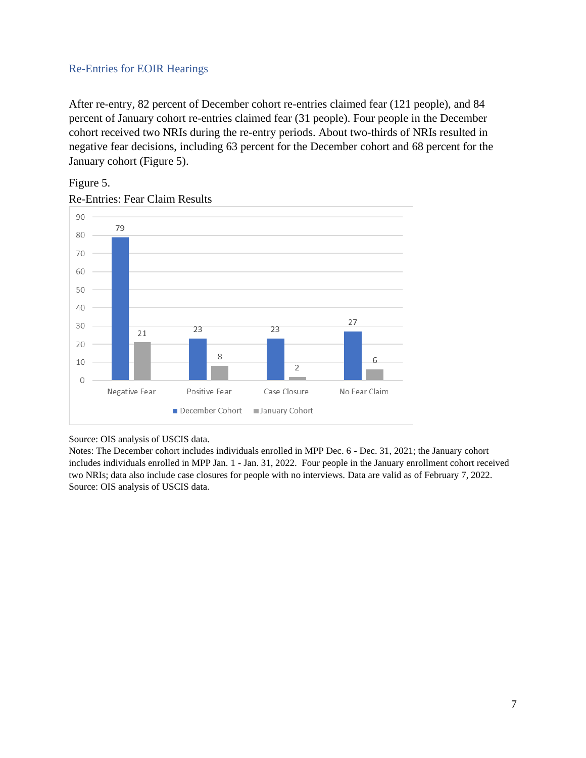### Re-Entries for EOIR Hearings

After re-entry, 82 percent of December cohort re-entries claimed fear (121 people), and 84 percent of January cohort re-entries claimed fear (31 people). Four people in the December cohort received two NRIs during the re-entry periods. About two-thirds of NRIs resulted in negative fear decisions, including 63 percent for the December cohort and 68 percent for the January cohort (Figure 5).

Figure 5.
Re-Entries: Fear Claim Results

| | December Cohort | January Cohort |
|---|---|---|
| Negative Fear | 79 | 21 |
| Positive Fear | 23 | 8 |
| Case Closure | 23 | 2 |
| No Fear Claim | 27 | 6 |

Source: OIS analysis of USCIS data.
Notes: The December cohort includes individuals enrolled in MPP Dec. 6 - Dec. 31, 2021; the January cohort includes individuals enrolled in MPP Jan. 1 - Jan. 31, 2022. Four people in the January enrollment cohort received two NRIs; data also include case closures for people with no interviews. Data are valid as of February 7, 2022.
Source: OIS analysis of USCIS data.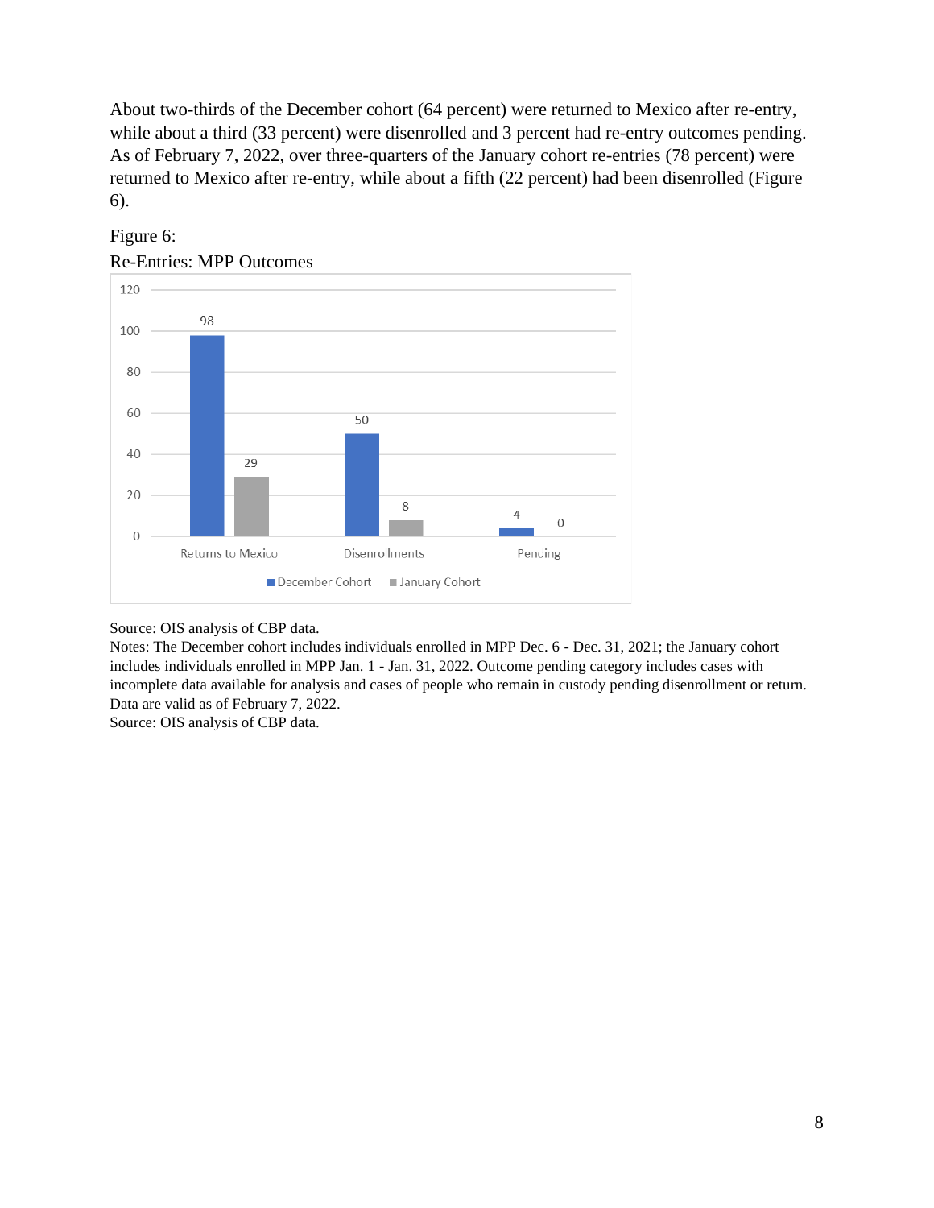About two-thirds of the December cohort (64 percent) were returned to Mexico after re-entry, while about a third (33 percent) were disenrolled and 3 percent had re-entry outcomes pending. As of February 7, 2022, over three-quarters of the January cohort re-entries (78 percent) were returned to Mexico after re-entry, while about a fifth (22 percent) had been disenrolled (Figure 6).

Figure 6:

Re-Entries: MPP Outcomes

| | December Cohort | January Cohort |
|---|---|---|
| Returns to Mexico | 98 | 29 |
| Disenrollments | 50 | 8 |
| Pending | 4 | 0 |

Source: OIS analysis of CBP data.

Notes: The December cohort includes individuals enrolled in MPP Dec. 6 - Dec. 31, 2021; the January cohort includes individuals enrolled in MPP Jan. 1 - Jan. 31, 2022. Outcome pending category includes cases with incomplete data available for analysis and cases of people who remain in custody pending disenrollment or return. Data are valid as of February 7, 2022.

Source: OIS analysis of CBP data.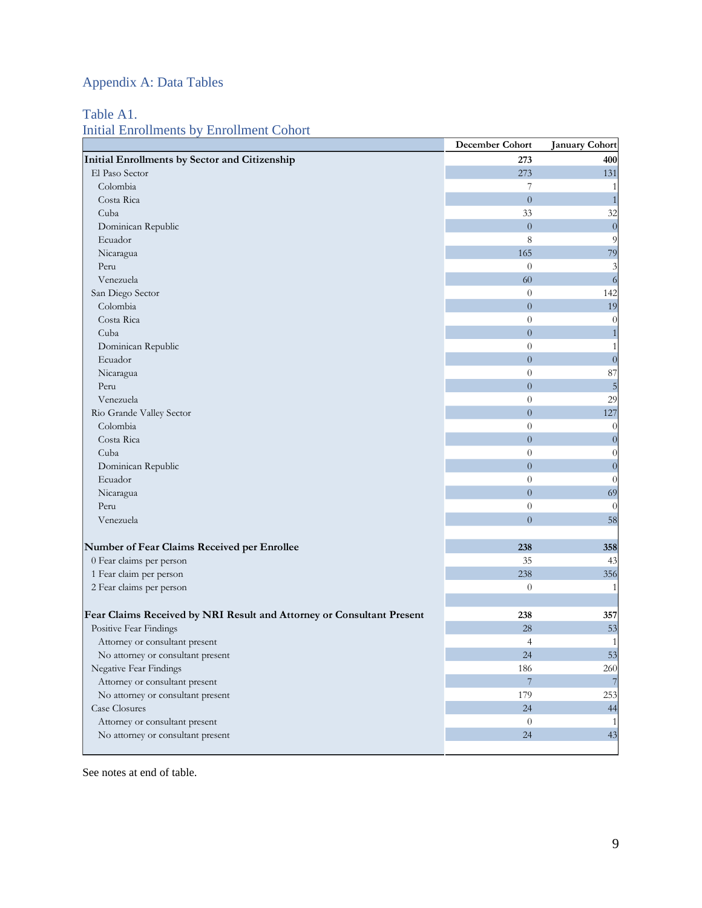## Appendix A: Data Tables

### Table A1. Initial Enrollments by Enrollment Cohort

| | December Cohort | January Cohort |
|---|---|---|
| **Initial Enrollments by Sector and Citizenship** | **273** | **400** |
| El Paso Sector | 273 | 131 |
| Colombia | 7 | 1 |
| Costa Rica | 0 | 1 |
| Cuba | 33 | 32 |
| Dominican Republic | 0 | 0 |
| Ecuador | 8 | 9 |
| Nicaragua | 165 | 79 |
| Peru | 0 | 3 |
| Venezuela | 60 | 6 |
| San Diego Sector | 0 | 142 |
| Colombia | 0 | 19 |
| Costa Rica | 0 | 0 |
| Cuba | 0 | 1 |
| Dominican Republic | 0 | 1 |
| Ecuador | 0 | 0 |
| Nicaragua | 0 | 87 |
| Peru | 0 | 5 |
| Venezuela | 0 | 29 |
| Rio Grande Valley Sector | 0 | 127 |
| Colombia | 0 | 0 |
| Costa Rica | 0 | 0 |
| Cuba | 0 | 0 |
| Dominican Republic | 0 | 0 |
| Ecuador | 0 | 0 |
| Nicaragua | 0 | 69 |
| Peru | 0 | 0 |
| Venezuela | 0 | 58 |
| | | |
| **Number of Fear Claims Received per Enrollee** | **238** | **358** |
| 0 Fear claims per person | 35 | 43 |
| 1 Fear claim per person | 238 | 356 |
| 2 Fear claims per person | 0 | 1 |
| | | |
| **Fear Claims Received by NRI Result and Attorney or Consultant Present** | **238** | **357** |
| Positive Fear Findings | 28 | 53 |
| Attorney or consultant present | 4 | 1 |
| No attorney or consultant present | 24 | 53 |
| Negative Fear Findings | 186 | 260 |
| Attorney or consultant present | 7 | 7 |
| No attorney or consultant present | 179 | 253 |
| Case Closures | 24 | 44 |
| Attorney or consultant present | 0 | 1 |
| No attorney or consultant present | 24 | 43 |

See notes at end of table.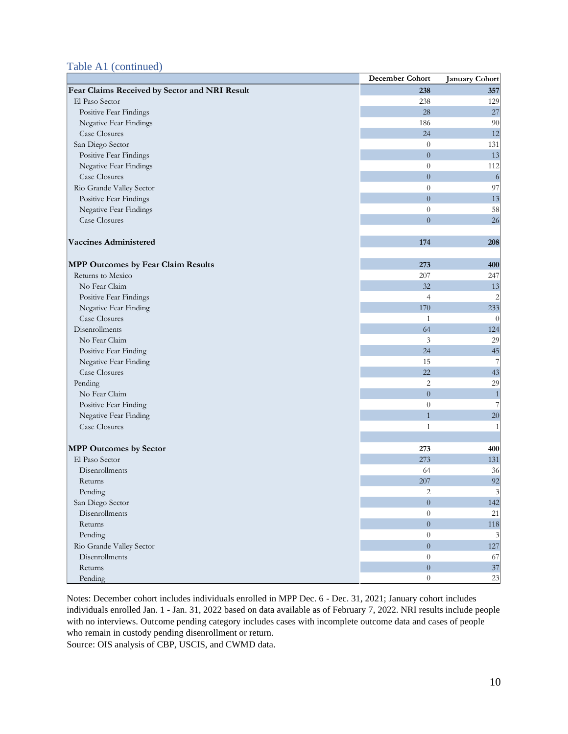Table A1 (continued)

| | December Cohort | January Cohort |
|---|---|---|
| **Fear Claims Received by Sector and NRI Result** | **238** | **357** |
| El Paso Sector | 238 | 129 |
| Positive Fear Findings | 28 | 27 |
| Negative Fear Findings | 186 | 90 |
| Case Closures | 24 | 12 |
| San Diego Sector | 0 | 131 |
| Positive Fear Findings | 0 | 13 |
| Negative Fear Findings | 0 | 112 |
| Case Closures | 0 | 6 |
| Rio Grande Valley Sector | 0 | 97 |
| Positive Fear Findings | 0 | 13 |
| Negative Fear Findings | 0 | 58 |
| Case Closures | 0 | 26 |
| | | |
| **Vaccines Administered** | **174** | **208** |
| | | |
| **MPP Outcomes by Fear Claim Results** | **273** | **400** |
| Returns to Mexico | 207 | 247 |
| No Fear Claim | 32 | 13 |
| Positive Fear Findings | 4 | 2 |
| Negative Fear Finding | 170 | 233 |
| Case Closures | 1 | 0 |
| Disenrollments | 64 | 124 |
| No Fear Claim | 3 | 29 |
| Positive Fear Finding | 24 | 45 |
| Negative Fear Finding | 15 | 7 |
| Case Closures | 22 | 43 |
| Pending | 2 | 29 |
| No Fear Claim | 0 | 1 |
| Positive Fear Finding | 0 | 7 |
| Negative Fear Finding | 1 | 20 |
| Case Closures | 1 | 1 |
| | | |
| **MPP Outcomes by Sector** | **273** | **400** |
| El Paso Sector | 273 | 131 |
| Disenrollments | 64 | 36 |
| Returns | 207 | 92 |
| Pending | 2 | 3 |
| San Diego Sector | 0 | 142 |
| Disenrollments | 0 | 21 |
| Returns | 0 | 118 |
| Pending | 0 | 3 |
| Rio Grande Valley Sector | 0 | 127 |
| Disenrollments | 0 | 67 |
| Returns | 0 | 37 |
| Pending | 0 | 23 |

Notes: December cohort includes individuals enrolled in MPP Dec. 6 - Dec. 31, 2021; January cohort includes individuals enrolled Jan. 1 - Jan. 31, 2022 based on data available as of February 7, 2022. NRI results include people with no interviews. Outcome pending category includes cases with incomplete outcome data and cases of people who remain in custody pending disenrollment or return.
Source: OIS analysis of CBP, USCIS, and CWMD data.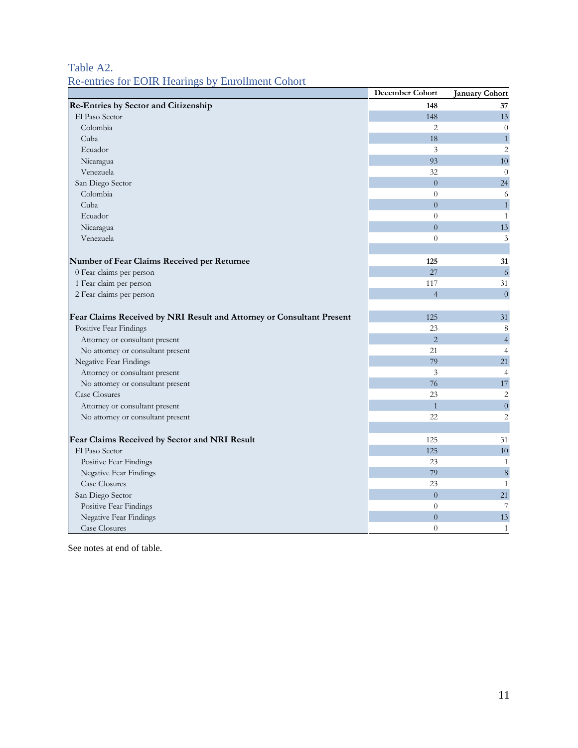Table A2.
Re-entries for EOIR Hearings by Enrollment Cohort

| | December Cohort | January Cohort |
|---|---|---|
| **Re-Entries by Sector and Citizenship** | **148** | **37** |
| El Paso Sector | 148 | 13 |
| Colombia | 2 | 0 |
| Cuba | 18 | 1 |
| Ecuador | 3 | 2 |
| Nicaragua | 93 | 10 |
| Venezuela | 32 | 0 |
| San Diego Sector | 0 | 24 |
| Colombia | 0 | 6 |
| Cuba | 0 | 1 |
| Ecuador | 0 | 1 |
| Nicaragua | 0 | 13 |
| Venezuela | 0 | 3 |
| | | |
| **Number of Fear Claims Received per Returnee** | **125** | **31** |
| 0 Fear claims per person | 27 | 6 |
| 1 Fear claim per person | 117 | 31 |
| 2 Fear claims per person | 4 | 0 |
| | | |
| **Fear Claims Received by NRI Result and Attorney or Consultant Present** | 125 | 31 |
| Positive Fear Findings | 23 | 8 |
| Attorney or consultant present | 2 | 4 |
| No attorney or consultant present | 21 | 4 |
| Negative Fear Findings | 79 | 21 |
| Attorney or consultant present | 3 | 4 |
| No attorney or consultant present | 76 | 17 |
| Case Closures | 23 | 2 |
| Attorney or consultant present | 1 | 0 |
| No attorney or consultant present | 22 | 2 |
| | | |
| **Fear Claims Received by Sector and NRI Result** | 125 | 31 |
| El Paso Sector | 125 | 10 |
| Positive Fear Findings | 23 | 1 |
| Negative Fear Findings | 79 | 8 |
| Case Closures | 23 | 1 |
| San Diego Sector | 0 | 21 |
| Positive Fear Findings | 0 | 7 |
| Negative Fear Findings | 0 | 13 |
| Case Closures | 0 | 1 |

See notes at end of table.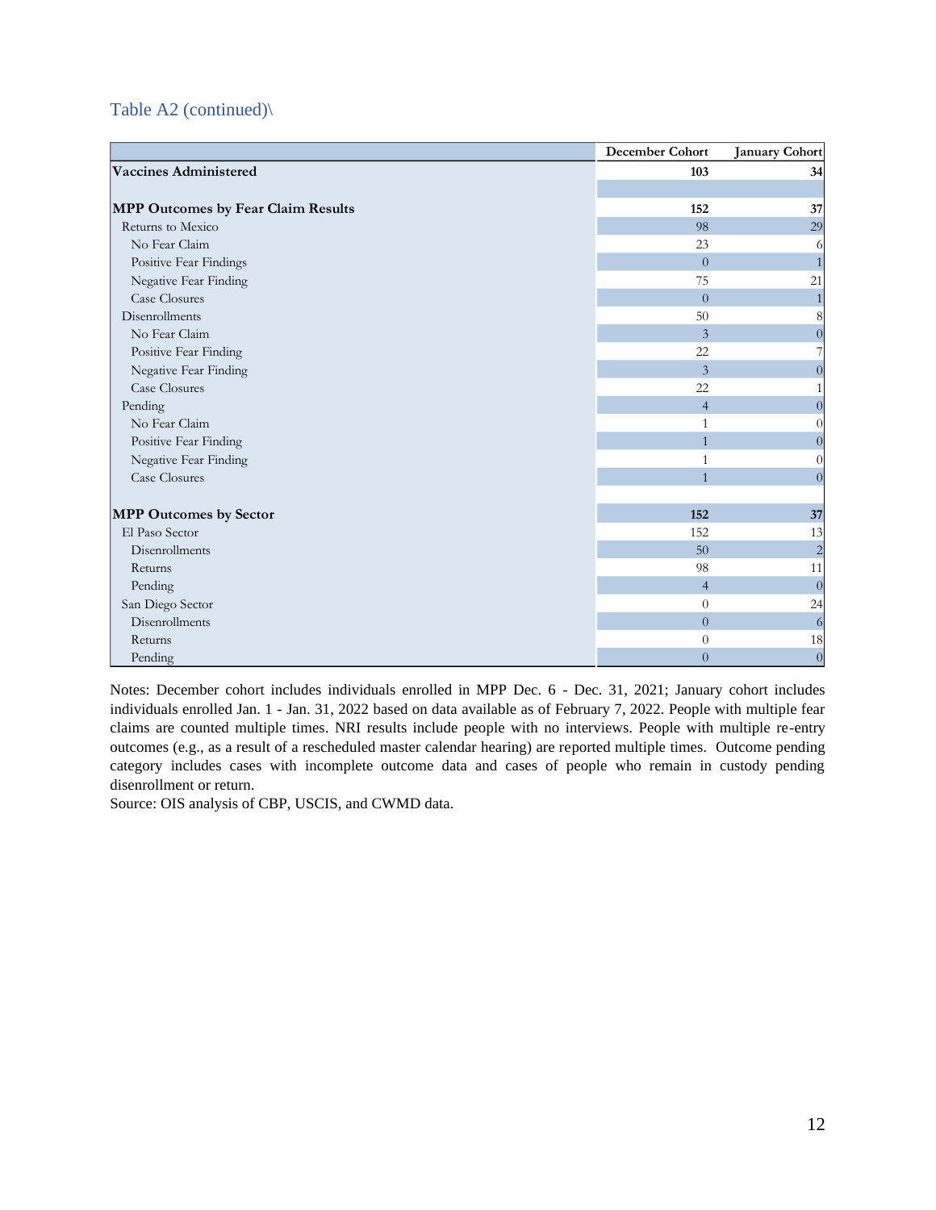Table A2 (continued)\

| | December Cohort | January Cohort |
|---|---|---|
| **Vaccines Administered** | **103** | **34** |
| | | |
| **MPP Outcomes by Fear Claim Results** | **152** | **37** |
| Returns to Mexico | 98 | 29 |
| No Fear Claim | 23 | 6 |
| Positive Fear Findings | 0 | 1 |
| Negative Fear Finding | 75 | 21 |
| Case Closures | 0 | 1 |
| Disenrollments | 50 | 8 |
| No Fear Claim | 3 | 0 |
| Positive Fear Finding | 22 | 7 |
| Negative Fear Finding | 3 | 0 |
| Case Closures | 22 | 1 |
| Pending | 4 | 0 |
| No Fear Claim | 1 | 0 |
| Positive Fear Finding | 1 | 0 |
| Negative Fear Finding | 1 | 0 |
| Case Closures | 1 | 0 |
| | | |
| **MPP Outcomes by Sector** | **152** | **37** |
| El Paso Sector | 152 | 13 |
| Disenrollments | 50 | 2 |
| Returns | 98 | 11 |
| Pending | 4 | 0 |
| San Diego Sector | 0 | 24 |
| Disenrollments | 0 | 6 |
| Returns | 0 | 18 |
| Pending | 0 | 0 |

Notes: December cohort includes individuals enrolled in MPP Dec. 6 - Dec. 31, 2021; January cohort includes individuals enrolled Jan. 1 - Jan. 31, 2022 based on data available as of February 7, 2022. People with multiple fear claims are counted multiple times. NRI results include people with no interviews. People with multiple re-entry outcomes (e.g., as a result of a rescheduled master calendar hearing) are reported multiple times. Outcome pending category includes cases with incomplete outcome data and cases of people who remain in custody pending disenrollment or return.

Source: OIS analysis of CBP, USCIS, and CWMD data.